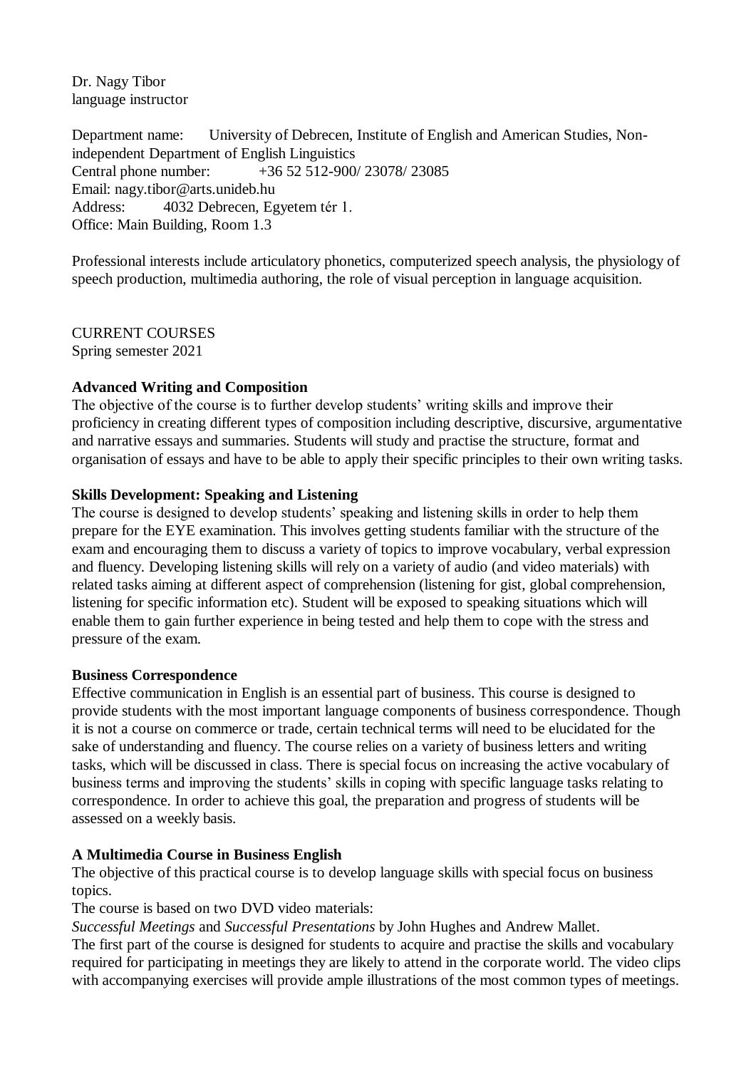Dr. Nagy Tibor
language instructor

Department name: University of Debrecen, Institute of English and American Studies, Non-independent Department of English Linguistics
Central phone number: +36 52 512-900/ 23078/ 23085
Email: nagy.tibor@arts.unideb.hu
Address: 4032 Debrecen, Egyetem tér 1.
Office: Main Building, Room 1.3

Professional interests include articulatory phonetics, computerized speech analysis, the physiology of speech production, multimedia authoring, the role of visual perception in language acquisition.

CURRENT COURSES
Spring semester 2021

**Advanced Writing and Composition**
The objective of the course is to further develop students' writing skills and improve their proficiency in creating different types of composition including descriptive, discursive, argumentative and narrative essays and summaries. Students will study and practise the structure, format and organisation of essays and have to be able to apply their specific principles to their own writing tasks.

**Skills Development: Speaking and Listening**
The course is designed to develop students' speaking and listening skills in order to help them prepare for the EYE examination. This involves getting students familiar with the structure of the exam and encouraging them to discuss a variety of topics to improve vocabulary, verbal expression and fluency. Developing listening skills will rely on a variety of audio (and video materials) with related tasks aiming at different aspect of comprehension (listening for gist, global comprehension, listening for specific information etc). Student will be exposed to speaking situations which will enable them to gain further experience in being tested and help them to cope with the stress and pressure of the exam.

**Business Correspondence**
Effective communication in English is an essential part of business. This course is designed to provide students with the most important language components of business correspondence. Though it is not a course on commerce or trade, certain technical terms will need to be elucidated for the sake of understanding and fluency. The course relies on a variety of business letters and writing tasks, which will be discussed in class. There is special focus on increasing the active vocabulary of business terms and improving the students' skills in coping with specific language tasks relating to correspondence. In order to achieve this goal, the preparation and progress of students will be assessed on a weekly basis.

**A Multimedia Course in Business English**
The objective of this practical course is to develop language skills with special focus on business topics.
The course is based on two DVD video materials:
*Successful Meetings* and *Successful Presentations* by John Hughes and Andrew Mallet.
The first part of the course is designed for students to acquire and practise the skills and vocabulary required for participating in meetings they are likely to attend in the corporate world. The video clips with accompanying exercises will provide ample illustrations of the most common types of meetings.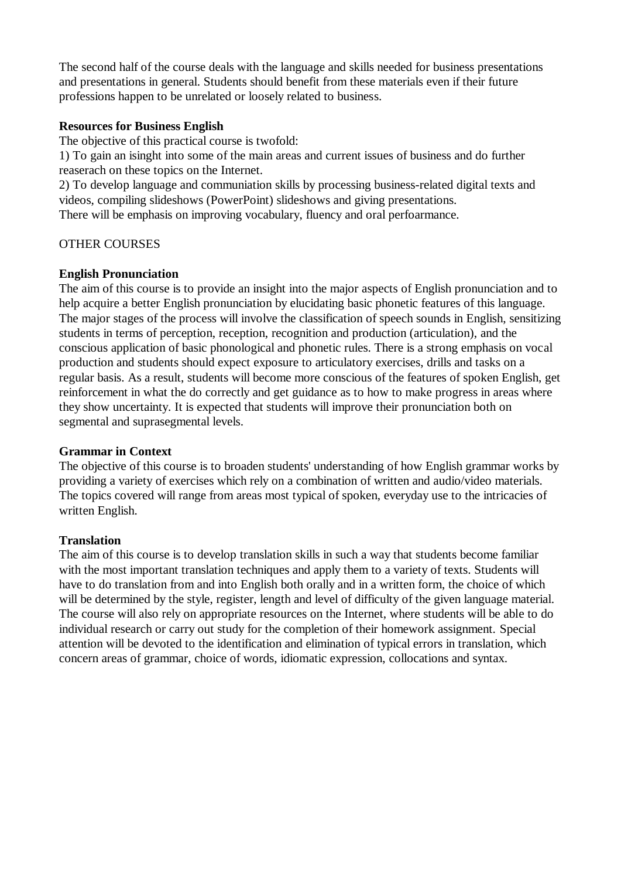The second half of the course deals with the language and skills needed for business presentations and presentations in general. Students should benefit from these materials even if their future professions happen to be unrelated or loosely related to business.

**Resources for Business English**

The objective of this practical course is twofold:

1) To gain an isinght into some of the main areas and current issues of business and do further reaserach on these topics on the Internet.

2) To develop language and communiation skills by processing business-related digital texts and videos, compiling slideshows (PowerPoint) slideshows and giving presentations.

There will be emphasis on improving vocabulary, fluency and oral perfoarmance.

OTHER COURSES

**English Pronunciation**

The aim of this course is to provide an insight into the major aspects of English pronunciation and to help acquire a better English pronunciation by elucidating basic phonetic features of this language. The major stages of the process will involve the classification of speech sounds in English, sensitizing students in terms of perception, reception, recognition and production (articulation), and the conscious application of basic phonological and phonetic rules. There is a strong emphasis on vocal production and students should expect exposure to articulatory exercises, drills and tasks on a regular basis. As a result, students will become more conscious of the features of spoken English, get reinforcement in what the do correctly and get guidance as to how to make progress in areas where they show uncertainty. It is expected that students will improve their pronunciation both on segmental and suprasegmental levels.

**Grammar in Context**

The objective of this course is to broaden students' understanding of how English grammar works by providing a variety of exercises which rely on a combination of written and audio/video materials. The topics covered will range from areas most typical of spoken, everyday use to the intricacies of written English.

**Translation**

The aim of this course is to develop translation skills in such a way that students become familiar with the most important translation techniques and apply them to a variety of texts. Students will have to do translation from and into English both orally and in a written form, the choice of which will be determined by the style, register, length and level of difficulty of the given language material. The course will also rely on appropriate resources on the Internet, where students will be able to do individual research or carry out study for the completion of their homework assignment. Special attention will be devoted to the identification and elimination of typical errors in translation, which concern areas of grammar, choice of words, idiomatic expression, collocations and syntax.